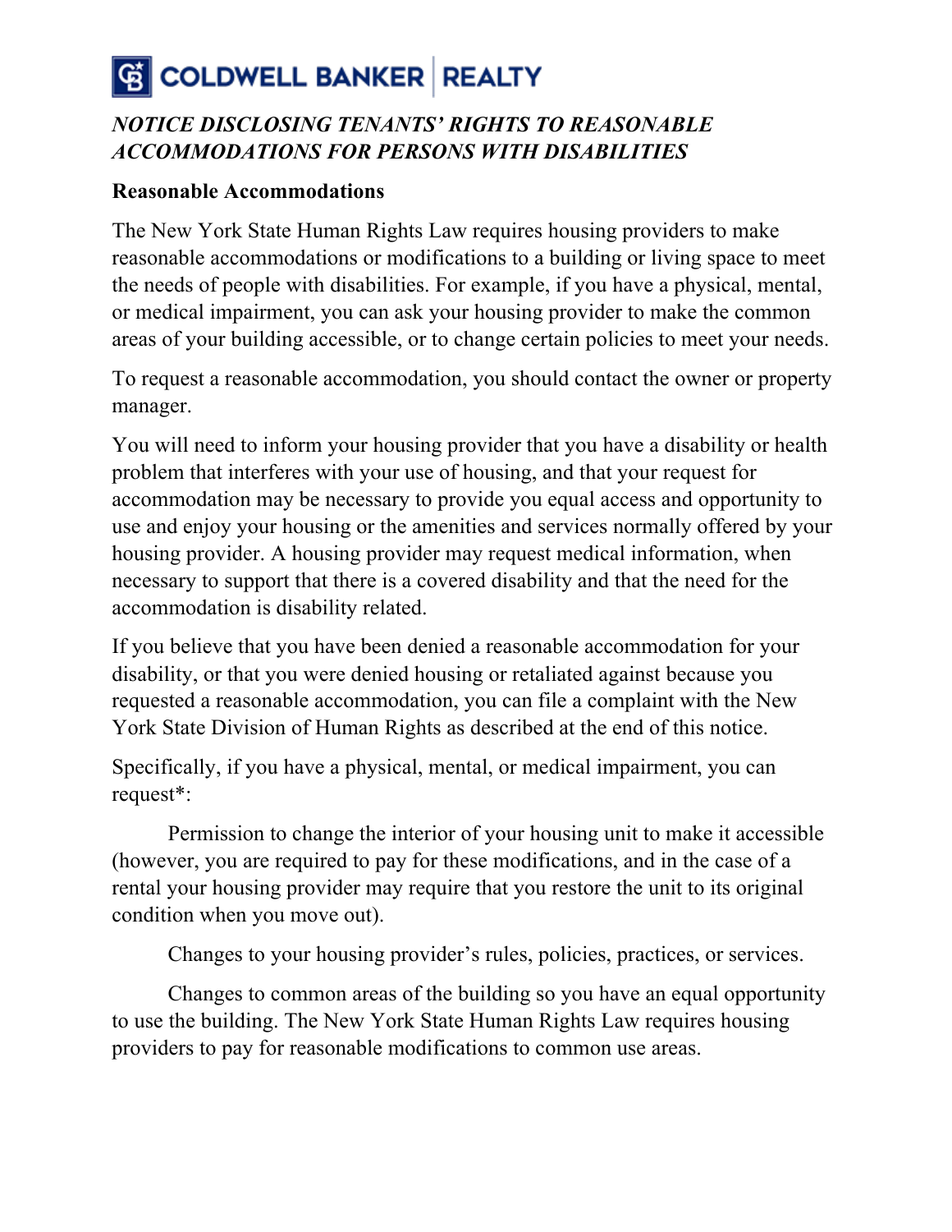COLDWELL BANKER | REALTY

***NOTICE DISCLOSING TENANTS' RIGHTS TO REASONABLE ACCOMMODATIONS FOR PERSONS WITH DISABILITIES***

**Reasonable Accommodations**

The New York State Human Rights Law requires housing providers to make reasonable accommodations or modifications to a building or living space to meet the needs of people with disabilities. For example, if you have a physical, mental, or medical impairment, you can ask your housing provider to make the common areas of your building accessible, or to change certain policies to meet your needs.

To request a reasonable accommodation, you should contact the owner or property manager.

You will need to inform your housing provider that you have a disability or health problem that interferes with your use of housing, and that your request for accommodation may be necessary to provide you equal access and opportunity to use and enjoy your housing or the amenities and services normally offered by your housing provider. A housing provider may request medical information, when necessary to support that there is a covered disability and that the need for the accommodation is disability related.

If you believe that you have been denied a reasonable accommodation for your disability, or that you were denied housing or retaliated against because you requested a reasonable accommodation, you can file a complaint with the New York State Division of Human Rights as described at the end of this notice.

Specifically, if you have a physical, mental, or medical impairment, you can request*:

Permission to change the interior of your housing unit to make it accessible (however, you are required to pay for these modifications, and in the case of a rental your housing provider may require that you restore the unit to its original condition when you move out).

Changes to your housing provider's rules, policies, practices, or services.

Changes to common areas of the building so you have an equal opportunity to use the building. The New York State Human Rights Law requires housing providers to pay for reasonable modifications to common use areas.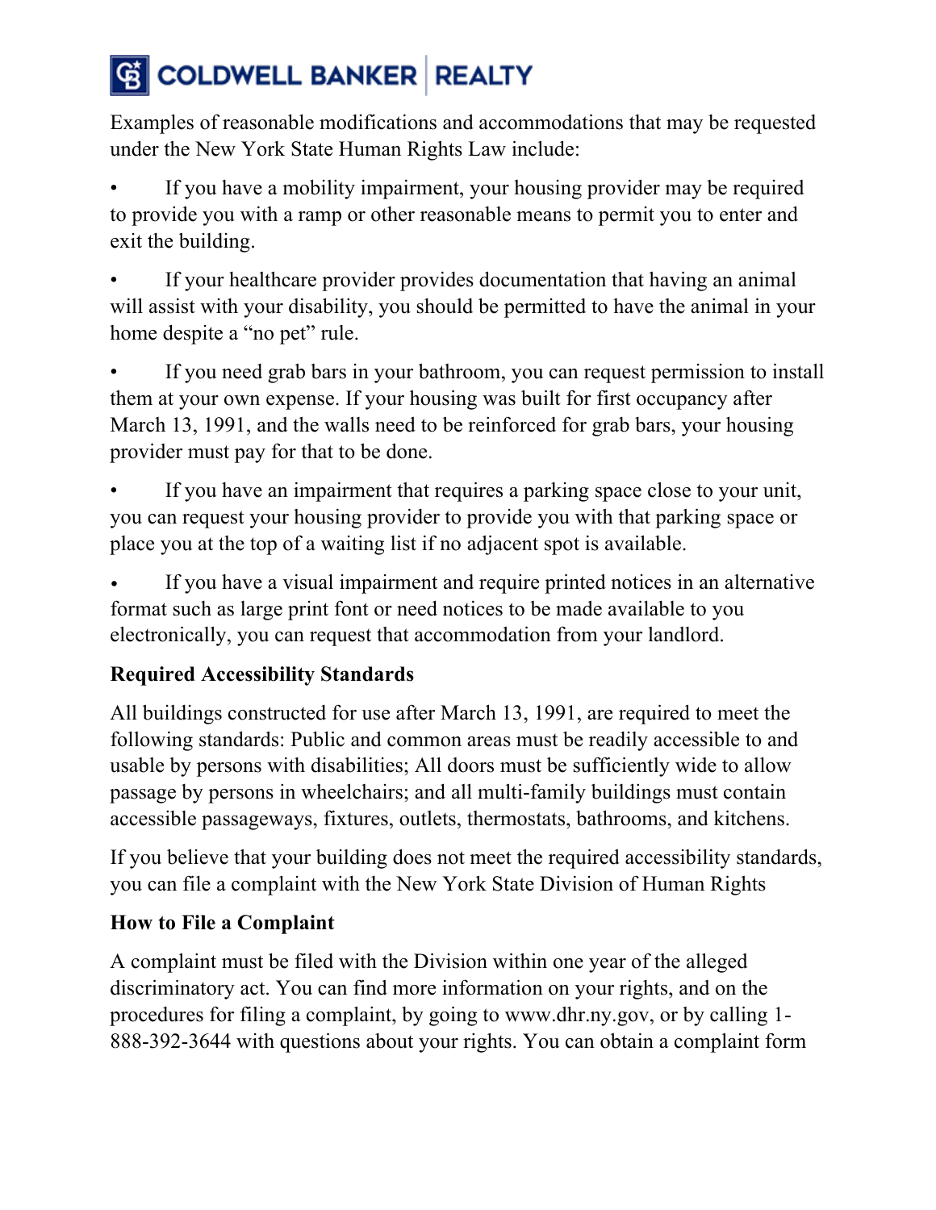Examples of reasonable modifications and accommodations that may be requested under the New York State Human Rights Law include:

- If you have a mobility impairment, your housing provider may be required to provide you with a ramp or other reasonable means to permit you to enter and exit the building.
- If your healthcare provider provides documentation that having an animal will assist with your disability, you should be permitted to have the animal in your home despite a "no pet" rule.
- If you need grab bars in your bathroom, you can request permission to install them at your own expense. If your housing was built for first occupancy after March 13, 1991, and the walls need to be reinforced for grab bars, your housing provider must pay for that to be done.
- If you have an impairment that requires a parking space close to your unit, you can request your housing provider to provide you with that parking space or place you at the top of a waiting list if no adjacent spot is available.
- If you have a visual impairment and require printed notices in an alternative format such as large print font or need notices to be made available to you electronically, you can request that accommodation from your landlord.

**Required Accessibility Standards**

All buildings constructed for use after March 13, 1991, are required to meet the following standards: Public and common areas must be readily accessible to and usable by persons with disabilities; All doors must be sufficiently wide to allow passage by persons in wheelchairs; and all multi-family buildings must contain accessible passageways, fixtures, outlets, thermostats, bathrooms, and kitchens.

If you believe that your building does not meet the required accessibility standards, you can file a complaint with the New York State Division of Human Rights

**How to File a Complaint**

A complaint must be filed with the Division within one year of the alleged discriminatory act. You can find more information on your rights, and on the procedures for filing a complaint, by going to www.dhr.ny.gov, or by calling 1-888-392-3644 with questions about your rights. You can obtain a complaint form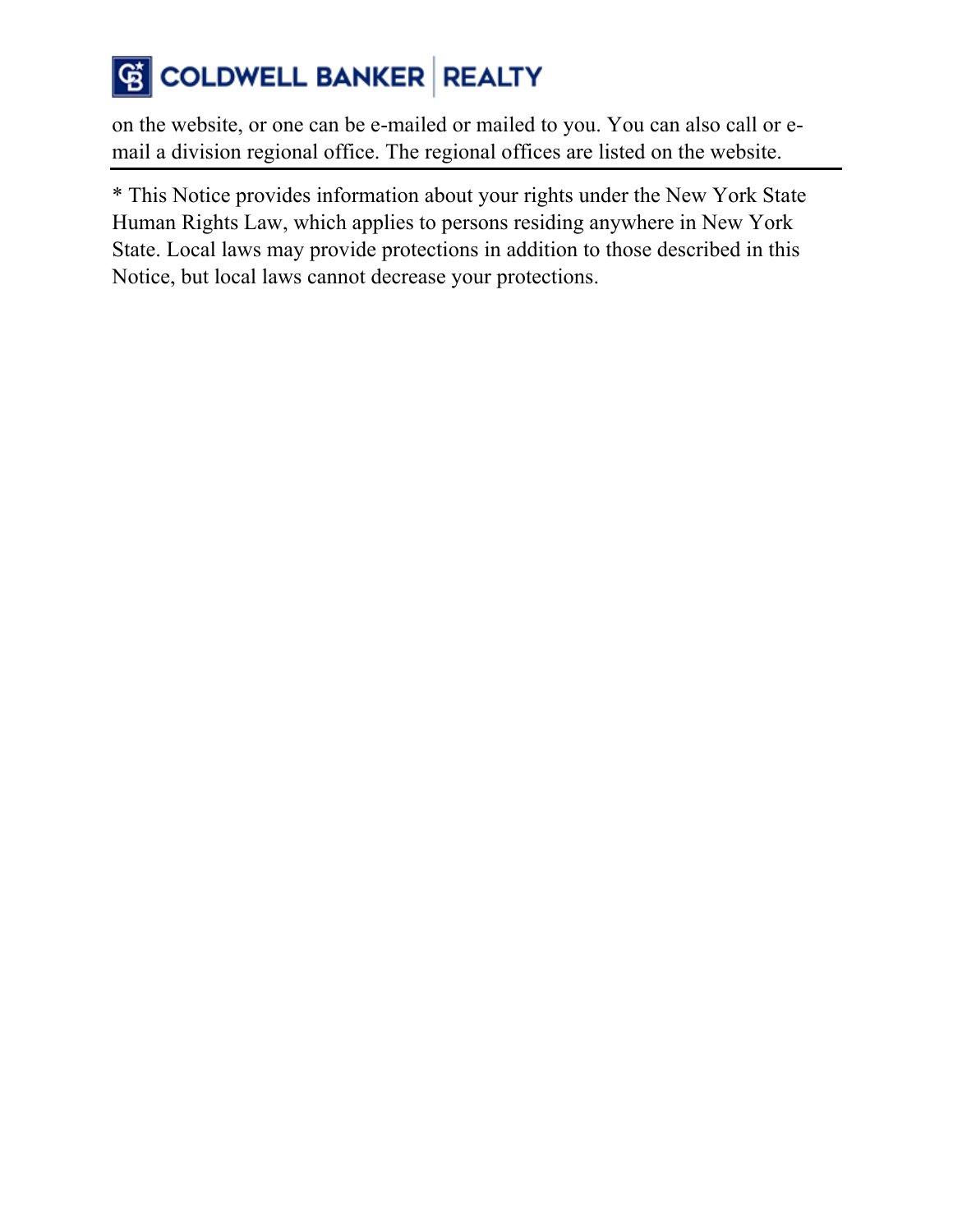on the website, or one can be e-mailed or mailed to you. You can also call or e-mail a division regional office. The regional offices are listed on the website.

---

* This Notice provides information about your rights under the New York State Human Rights Law, which applies to persons residing anywhere in New York State. Local laws may provide protections in addition to those described in this Notice, but local laws cannot decrease your protections.